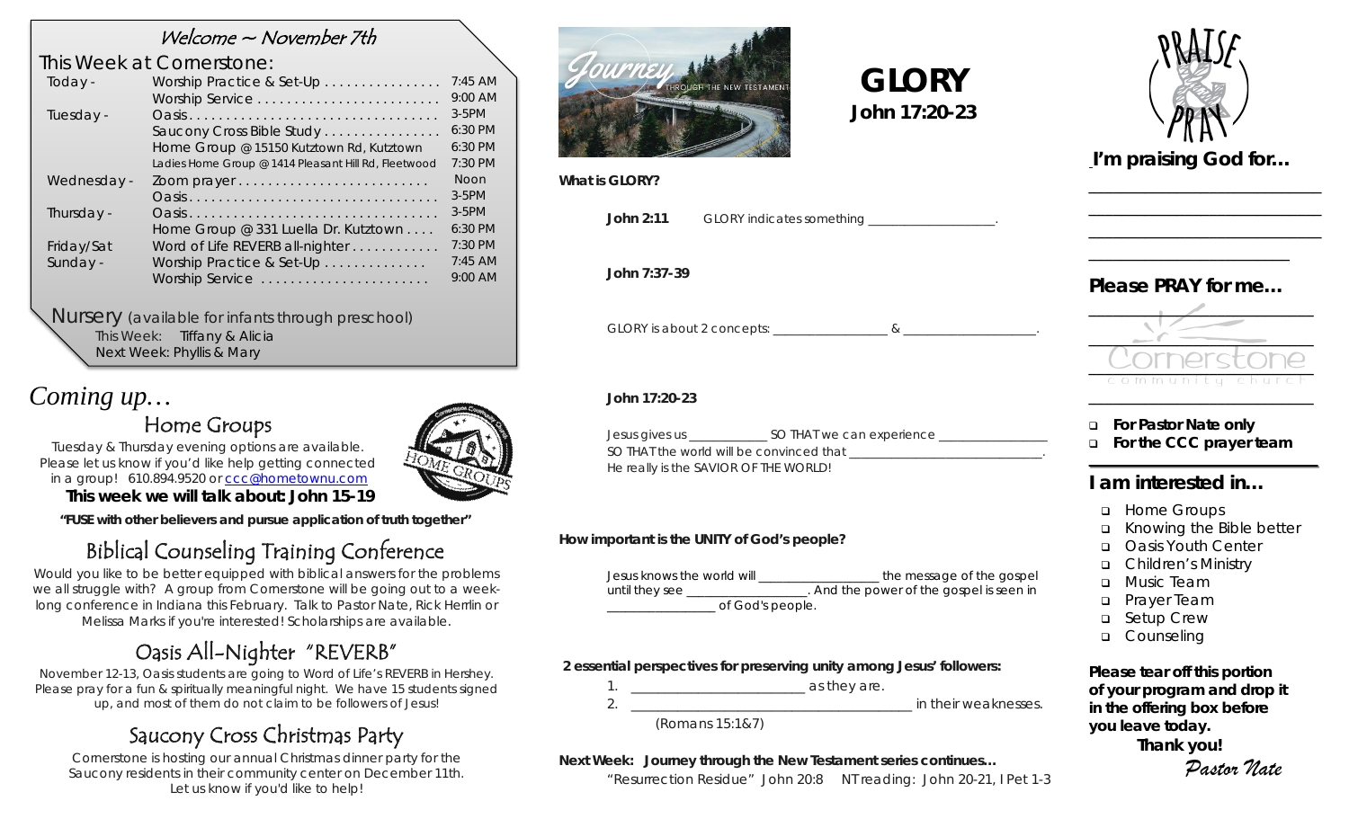# Welcome ~ November 7th

## This Week at Cornerstone:

| Day | Event | Time |
|---|---|---|
| Today - | Worship Practice & Set-Up | 7:45 AM |
| | Worship Service | 9:00 AM |
| Tuesday - | Oasis | 3-5PM |
| | Saucony Cross Bible Study | 6:30 PM |
| | Home Group @ 15150 Kutztown Rd, Kutztown | 6:30 PM |
| | Ladies Home Group @ 1414 Pleasant Hill Rd, Fleetwood | 7:30 PM |
| Wednesday - | Zoom prayer | Noon |
| | Oasis | 3-5PM |
| Thursday - | Oasis | 3-5PM |
| | Home Group @ 331 Luella Dr. Kutztown | 6:30 PM |
| Friday/Sat | Word of Life REVERB all-nighter | 7:30 PM |
| Sunday - | Worship Practice & Set-Up | 7:45 AM |
| | Worship Service | 9:00 AM |

**Nursery** (available for infants through preschool)
This Week: Tiffany & Alicia
Next Week: Phyllis & Mary

# *Coming up…*

## Home Groups

Tuesday & Thursday evening options are available. Please let us know if you'd like help getting connected in a group! 610.894.9520 or ccc@hometownu.com

**This week we will talk about: John 15-19**

**"FUSE with other believers and pursue application of truth together"**

## Biblical Counseling Training Conference

Would you like to be better equipped with biblical answers for the problems we all struggle with? A group from Cornerstone will be going out to a week-long conference in Indiana this February. Talk to Pastor Nate, Rick Herrlin or Melissa Marks if you're interested! Scholarships are available.

## Oasis All-Nighter "REVERB"

November 12-13, Oasis students are going to Word of Life's REVERB in Hershey. Please pray for a fun & spiritually meaningful night. We have 15 students signed up, and most of them do not claim to be followers of Jesus!

## Saucony Cross Christmas Party

Cornerstone is hosting our annual Christmas dinner party for the Saucony residents in their community center on December 11th. Let us know if you'd like to help!

# GLORY
**John 17:20-23**

**What is GLORY?**

**John 2:11** GLORY indicates something ____________________.

**John 7:37-39**

GLORY is about 2 concepts: __________________ & ____________________.

**John 17:20-23**

Jesus gives us ____________ SO THAT we can experience ________________
SO THAT the world will be convinced that ______________________________.
He really is the SAVIOR OF THE WORLD!

**How important is the UNITY of God's people?**

Jesus knows the world will ___________________ the message of the gospel until they see ___________________. And the power of the gospel is seen in ________________ of God's people.

**2 essential perspectives for preserving unity among Jesus' followers:**

1. _________________________ as they are.
2. ________________________________________ in their weaknesses.

(Romans 15:1&7)

**Next Week: Journey through the New Testament series continues…**
"Resurrection Residue" John 20:8 NT reading: John 20-21, I Pet 1-3

## I'm praising God for…

______________________________
______________________________
______________________________
______________________________

## Please PRAY for me…

______________________________
______________________________
______________________________
______________________________

- ❑ **For Pastor Nate only**
- ❑ **For the CCC prayer team**

## I am interested in…

- ❑ Home Groups
- ❑ Knowing the Bible better
- ❑ Oasis Youth Center
- ❑ Children's Ministry
- ❑ Music Team
- ❑ Prayer Team
- ❑ Setup Crew
- ❑ Counseling

**Please tear off this portion of your program and drop it in the offering box before you leave today.**
**Thank you!**
*Pastor Nate*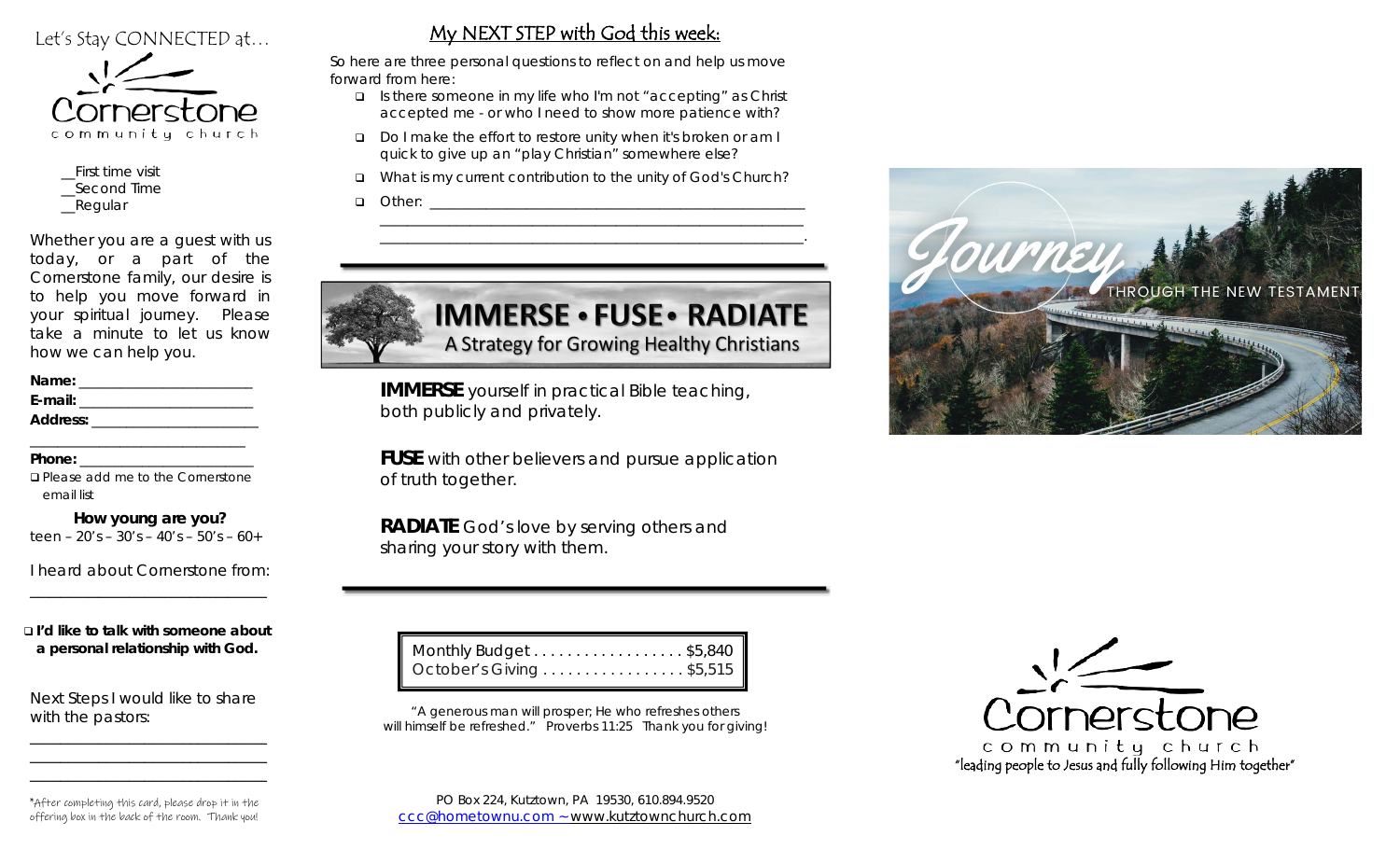Let's Stay CONNECTED at…

Cornerstone
community church

__First time visit
__Second Time
__Regular

Whether you are a guest with us today, or a part of the Cornerstone family, our desire is to help you move forward in your spiritual journey. Please take a minute to let us know how we can help you.

**Name:** ____________________
**E-mail:** ____________________
**Address:** ____________________
________________________
**Phone:** ____________________

- ❑ Please add me to the Cornerstone email list

**How young are you?**
teen – 20's – 30's – 40's – 50's – 60+

I heard about Cornerstone from:
________________________

- ❑ **I'd like to talk with someone about a personal relationship with God.**

Next Steps I would like to share with the pastors:
________________________
________________________
________________________

*After completing this card, please drop it in the offering box in the back of the room. Thank you!

## My NEXT STEP with God this week:

So here are three personal questions to reflect on and help us move forward from here:

- ❑ Is there someone in my life who I'm not "accepting" as Christ accepted me - or who I need to show more patience with?
- ❑ Do I make the effort to restore unity when it's broken or am I quick to give up an "play Christian" somewhere else?
- ❑ What is my current contribution to the unity of God's Church?
- ❑ Other: ________________________________________________
________________________________________________
________________________________________________.

## IMMERSE • FUSE • RADIATE
### A Strategy for Growing Healthy Christians

**IMMERSE** yourself in practical Bible teaching, both publicly and privately.

**FUSE** with other believers and pursue application of truth together.

**RADIATE** God's love by serving others and sharing your story with them.

| | |
|---|---|
| Monthly Budget | $5,840 |
| October's Giving | $5,515 |

"A generous man will prosper; He who refreshes others will himself be refreshed." Proverbs 11:25 Thank you for giving!

PO Box 224, Kutztown, PA 19530, 610.894.9520
ccc@hometownu.com ~www.kutztownchurch.com

Journey THROUGH THE NEW TESTAMENT

Cornerstone
community church
"leading people to Jesus and fully following Him together"